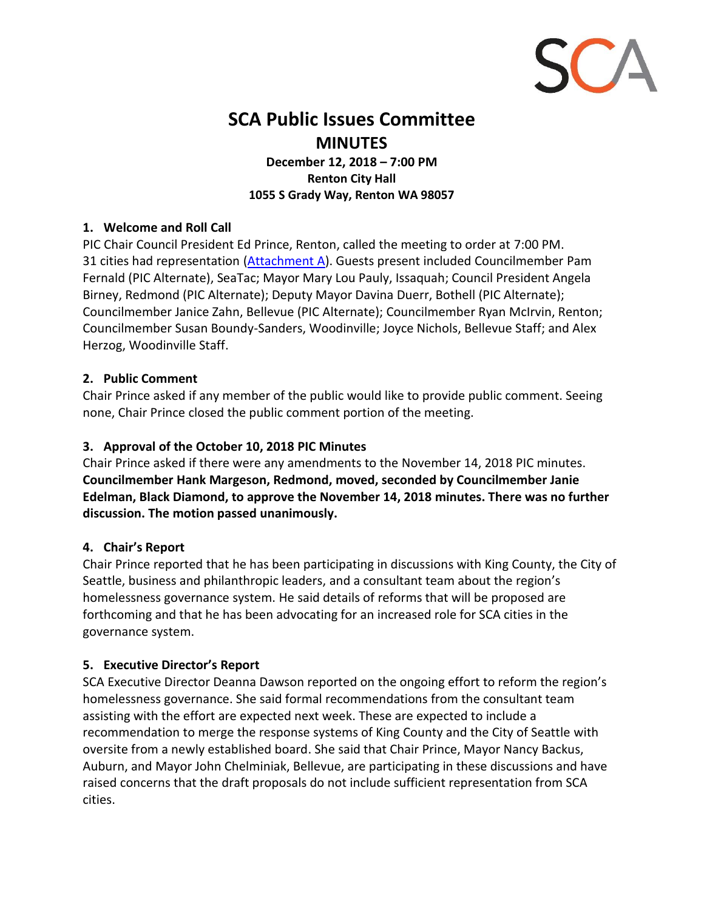SCA

# SCA Public Issues Committee

## MINUTES

**December 12, 2018 – 7:00 PM**
**Renton City Hall**
**1055 S Grady Way, Renton WA 98057**

### 1. Welcome and Roll Call

PIC Chair Council President Ed Prince, Renton, called the meeting to order at 7:00 PM. 31 cities had representation (Attachment A). Guests present included Councilmember Pam Fernald (PIC Alternate), SeaTac; Mayor Mary Lou Pauly, Issaquah; Council President Angela Birney, Redmond (PIC Alternate); Deputy Mayor Davina Duerr, Bothell (PIC Alternate); Councilmember Janice Zahn, Bellevue (PIC Alternate); Councilmember Ryan McIrvin, Renton; Councilmember Susan Boundy-Sanders, Woodinville; Joyce Nichols, Bellevue Staff; and Alex Herzog, Woodinville Staff.

### 2. Public Comment

Chair Prince asked if any member of the public would like to provide public comment. Seeing none, Chair Prince closed the public comment portion of the meeting.

### 3. Approval of the October 10, 2018 PIC Minutes

Chair Prince asked if there were any amendments to the November 14, 2018 PIC minutes. **Councilmember Hank Margeson, Redmond, moved, seconded by Councilmember Janie Edelman, Black Diamond, to approve the November 14, 2018 minutes. There was no further discussion. The motion passed unanimously.**

### 4. Chair's Report

Chair Prince reported that he has been participating in discussions with King County, the City of Seattle, business and philanthropic leaders, and a consultant team about the region's homelessness governance system. He said details of reforms that will be proposed are forthcoming and that he has been advocating for an increased role for SCA cities in the governance system.

### 5. Executive Director's Report

SCA Executive Director Deanna Dawson reported on the ongoing effort to reform the region's homelessness governance. She said formal recommendations from the consultant team assisting with the effort are expected next week. These are expected to include a recommendation to merge the response systems of King County and the City of Seattle with oversite from a newly established board. She said that Chair Prince, Mayor Nancy Backus, Auburn, and Mayor John Chelminiak, Bellevue, are participating in these discussions and have raised concerns that the draft proposals do not include sufficient representation from SCA cities.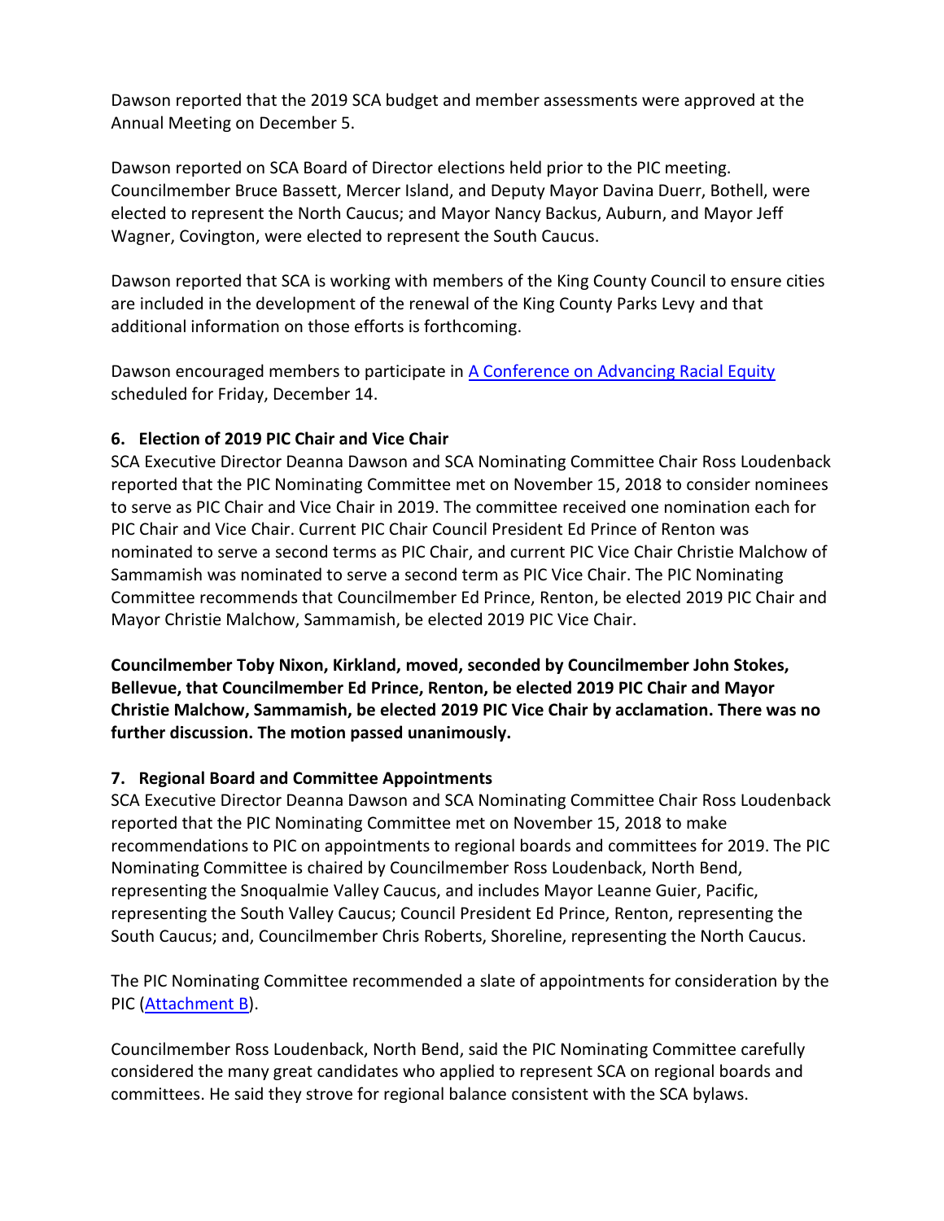Dawson reported that the 2019 SCA budget and member assessments were approved at the Annual Meeting on December 5.

Dawson reported on SCA Board of Director elections held prior to the PIC meeting. Councilmember Bruce Bassett, Mercer Island, and Deputy Mayor Davina Duerr, Bothell, were elected to represent the North Caucus; and Mayor Nancy Backus, Auburn, and Mayor Jeff Wagner, Covington, were elected to represent the South Caucus.

Dawson reported that SCA is working with members of the King County Council to ensure cities are included in the development of the renewal of the King County Parks Levy and that additional information on those efforts is forthcoming.

Dawson encouraged members to participate in [A Conference on Advancing Racial Equity] scheduled for Friday, December 14.

### 6. Election of 2019 PIC Chair and Vice Chair

SCA Executive Director Deanna Dawson and SCA Nominating Committee Chair Ross Loudenback reported that the PIC Nominating Committee met on November 15, 2018 to consider nominees to serve as PIC Chair and Vice Chair in 2019. The committee received one nomination each for PIC Chair and Vice Chair. Current PIC Chair Council President Ed Prince of Renton was nominated to serve a second terms as PIC Chair, and current PIC Vice Chair Christie Malchow of Sammamish was nominated to serve a second term as PIC Vice Chair. The PIC Nominating Committee recommends that Councilmember Ed Prince, Renton, be elected 2019 PIC Chair and Mayor Christie Malchow, Sammamish, be elected 2019 PIC Vice Chair.

**Councilmember Toby Nixon, Kirkland, moved, seconded by Councilmember John Stokes, Bellevue, that Councilmember Ed Prince, Renton, be elected 2019 PIC Chair and Mayor Christie Malchow, Sammamish, be elected 2019 PIC Vice Chair by acclamation. There was no further discussion. The motion passed unanimously.**

### 7. Regional Board and Committee Appointments

SCA Executive Director Deanna Dawson and SCA Nominating Committee Chair Ross Loudenback reported that the PIC Nominating Committee met on November 15, 2018 to make recommendations to PIC on appointments to regional boards and committees for 2019. The PIC Nominating Committee is chaired by Councilmember Ross Loudenback, North Bend, representing the Snoqualmie Valley Caucus, and includes Mayor Leanne Guier, Pacific, representing the South Valley Caucus; Council President Ed Prince, Renton, representing the South Caucus; and, Councilmember Chris Roberts, Shoreline, representing the North Caucus.

The PIC Nominating Committee recommended a slate of appointments for consideration by the PIC ([Attachment B]).

Councilmember Ross Loudenback, North Bend, said the PIC Nominating Committee carefully considered the many great candidates who applied to represent SCA on regional boards and committees. He said they strove for regional balance consistent with the SCA bylaws.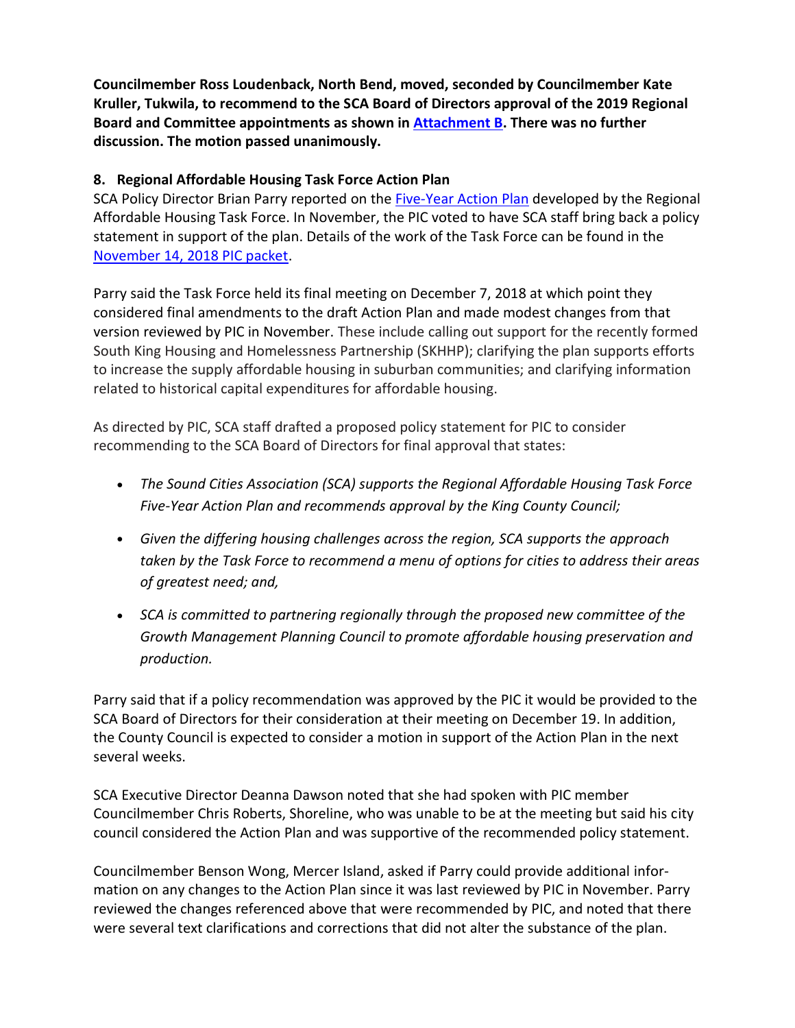**Councilmember Ross Loudenback, North Bend, moved, seconded by Councilmember Kate Kruller, Tukwila, to recommend to the SCA Board of Directors approval of the 2019 Regional Board and Committee appointments as shown in Attachment B. There was no further discussion. The motion passed unanimously.**

**8. Regional Affordable Housing Task Force Action Plan**

SCA Policy Director Brian Parry reported on the Five-Year Action Plan developed by the Regional Affordable Housing Task Force. In November, the PIC voted to have SCA staff bring back a policy statement in support of the plan. Details of the work of the Task Force can be found in the November 14, 2018 PIC packet.

Parry said the Task Force held its final meeting on December 7, 2018 at which point they considered final amendments to the draft Action Plan and made modest changes from that version reviewed by PIC in November. These include calling out support for the recently formed South King Housing and Homelessness Partnership (SKHHP); clarifying the plan supports efforts to increase the supply affordable housing in suburban communities; and clarifying information related to historical capital expenditures for affordable housing.

As directed by PIC, SCA staff drafted a proposed policy statement for PIC to consider recommending to the SCA Board of Directors for final approval that states:

- *The Sound Cities Association (SCA) supports the Regional Affordable Housing Task Force Five-Year Action Plan and recommends approval by the King County Council;*
- *Given the differing housing challenges across the region, SCA supports the approach taken by the Task Force to recommend a menu of options for cities to address their areas of greatest need; and,*
- *SCA is committed to partnering regionally through the proposed new committee of the Growth Management Planning Council to promote affordable housing preservation and production.*

Parry said that if a policy recommendation was approved by the PIC it would be provided to the SCA Board of Directors for their consideration at their meeting on December 19. In addition, the County Council is expected to consider a motion in support of the Action Plan in the next several weeks.

SCA Executive Director Deanna Dawson noted that she had spoken with PIC member Councilmember Chris Roberts, Shoreline, who was unable to be at the meeting but said his city council considered the Action Plan and was supportive of the recommended policy statement.

Councilmember Benson Wong, Mercer Island, asked if Parry could provide additional information on any changes to the Action Plan since it was last reviewed by PIC in November. Parry reviewed the changes referenced above that were recommended by PIC, and noted that there were several text clarifications and corrections that did not alter the substance of the plan.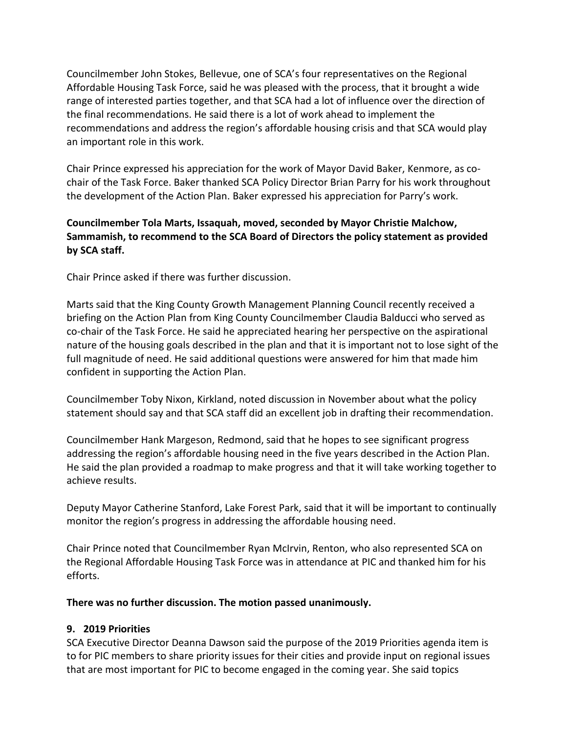Councilmember John Stokes, Bellevue, one of SCA's four representatives on the Regional Affordable Housing Task Force, said he was pleased with the process, that it brought a wide range of interested parties together, and that SCA had a lot of influence over the direction of the final recommendations. He said there is a lot of work ahead to implement the recommendations and address the region's affordable housing crisis and that SCA would play an important role in this work.

Chair Prince expressed his appreciation for the work of Mayor David Baker, Kenmore, as co-chair of the Task Force. Baker thanked SCA Policy Director Brian Parry for his work throughout the development of the Action Plan. Baker expressed his appreciation for Parry's work.

**Councilmember Tola Marts, Issaquah, moved, seconded by Mayor Christie Malchow, Sammamish, to recommend to the SCA Board of Directors the policy statement as provided by SCA staff.**

Chair Prince asked if there was further discussion.

Marts said that the King County Growth Management Planning Council recently received a briefing on the Action Plan from King County Councilmember Claudia Balducci who served as co-chair of the Task Force. He said he appreciated hearing her perspective on the aspirational nature of the housing goals described in the plan and that it is important not to lose sight of the full magnitude of need. He said additional questions were answered for him that made him confident in supporting the Action Plan.

Councilmember Toby Nixon, Kirkland, noted discussion in November about what the policy statement should say and that SCA staff did an excellent job in drafting their recommendation.

Councilmember Hank Margeson, Redmond, said that he hopes to see significant progress addressing the region's affordable housing need in the five years described in the Action Plan. He said the plan provided a roadmap to make progress and that it will take working together to achieve results.

Deputy Mayor Catherine Stanford, Lake Forest Park, said that it will be important to continually monitor the region's progress in addressing the affordable housing need.

Chair Prince noted that Councilmember Ryan McIrvin, Renton, who also represented SCA on the Regional Affordable Housing Task Force was in attendance at PIC and thanked him for his efforts.

**There was no further discussion. The motion passed unanimously.**

**9. 2019 Priorities**

SCA Executive Director Deanna Dawson said the purpose of the 2019 Priorities agenda item is to for PIC members to share priority issues for their cities and provide input on regional issues that are most important for PIC to become engaged in the coming year. She said topics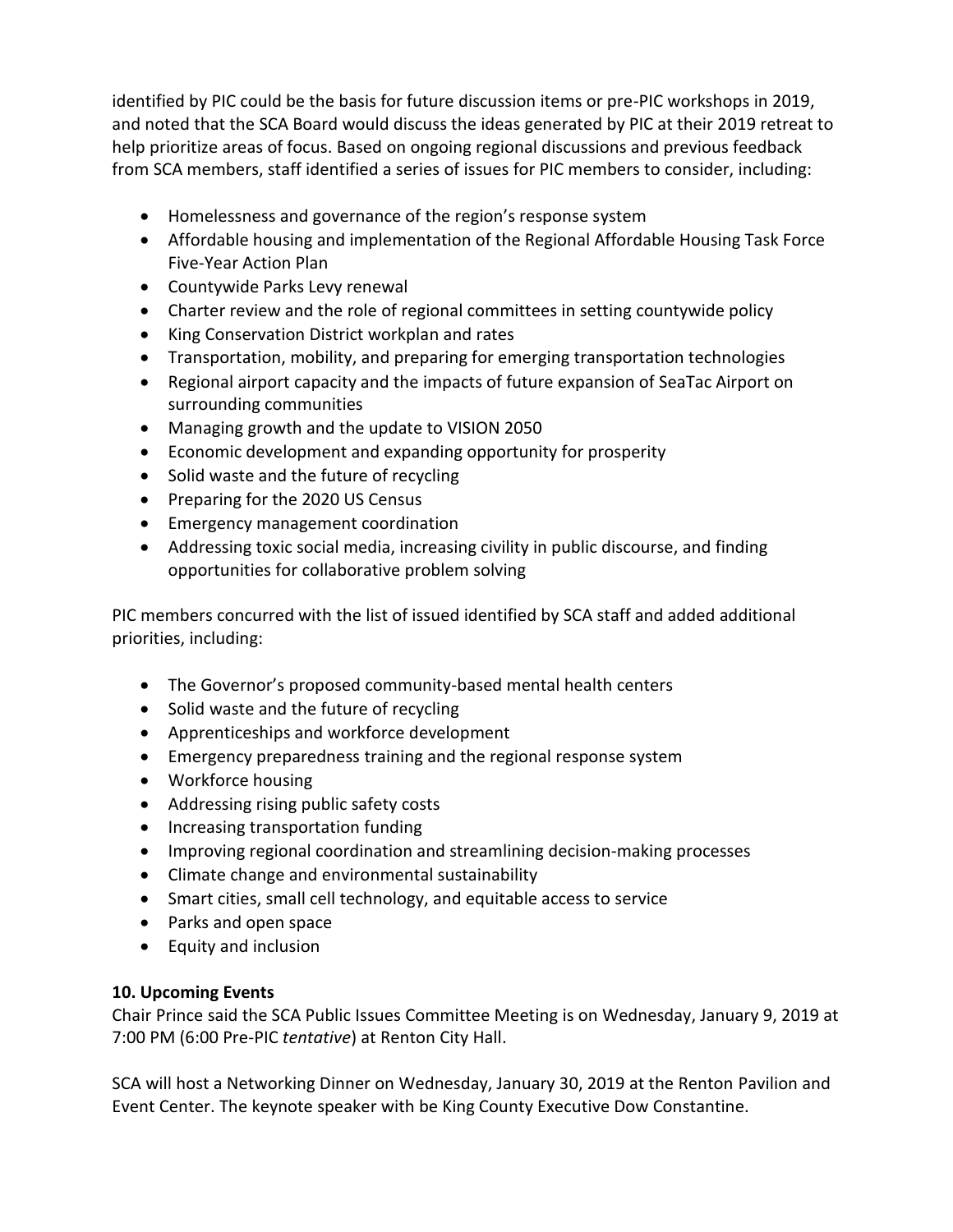identified by PIC could be the basis for future discussion items or pre-PIC workshops in 2019, and noted that the SCA Board would discuss the ideas generated by PIC at their 2019 retreat to help prioritize areas of focus. Based on ongoing regional discussions and previous feedback from SCA members, staff identified a series of issues for PIC members to consider, including:

- Homelessness and governance of the region's response system
- Affordable housing and implementation of the Regional Affordable Housing Task Force Five-Year Action Plan
- Countywide Parks Levy renewal
- Charter review and the role of regional committees in setting countywide policy
- King Conservation District workplan and rates
- Transportation, mobility, and preparing for emerging transportation technologies
- Regional airport capacity and the impacts of future expansion of SeaTac Airport on surrounding communities
- Managing growth and the update to VISION 2050
- Economic development and expanding opportunity for prosperity
- Solid waste and the future of recycling
- Preparing for the 2020 US Census
- Emergency management coordination
- Addressing toxic social media, increasing civility in public discourse, and finding opportunities for collaborative problem solving

PIC members concurred with the list of issued identified by SCA staff and added additional priorities, including:

- The Governor's proposed community-based mental health centers
- Solid waste and the future of recycling
- Apprenticeships and workforce development
- Emergency preparedness training and the regional response system
- Workforce housing
- Addressing rising public safety costs
- Increasing transportation funding
- Improving regional coordination and streamlining decision-making processes
- Climate change and environmental sustainability
- Smart cities, small cell technology, and equitable access to service
- Parks and open space
- Equity and inclusion

**10. Upcoming Events**

Chair Prince said the SCA Public Issues Committee Meeting is on Wednesday, January 9, 2019 at 7:00 PM (6:00 Pre-PIC *tentative*) at Renton City Hall.

SCA will host a Networking Dinner on Wednesday, January 30, 2019 at the Renton Pavilion and Event Center. The keynote speaker with be King County Executive Dow Constantine.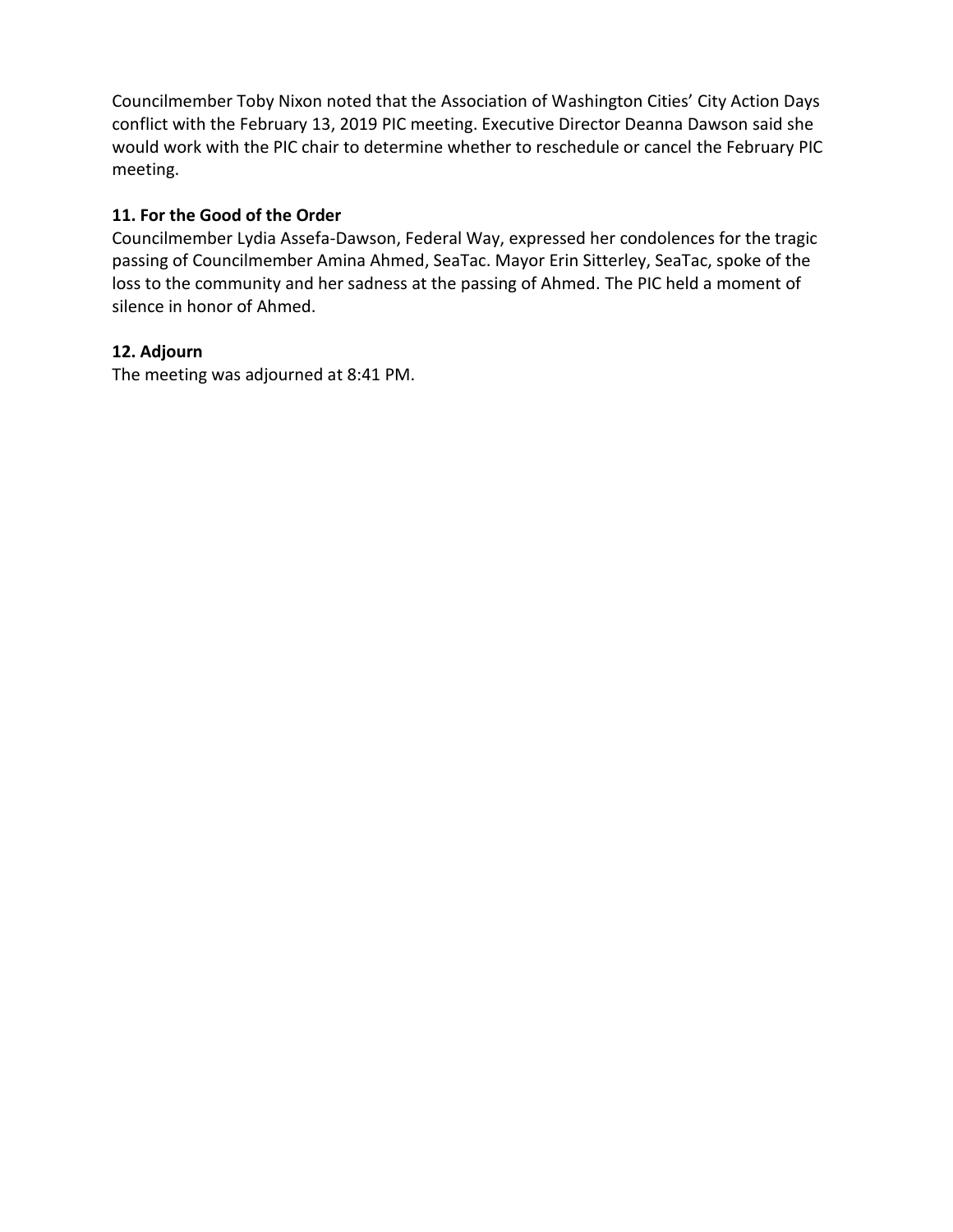Councilmember Toby Nixon noted that the Association of Washington Cities' City Action Days conflict with the February 13, 2019 PIC meeting. Executive Director Deanna Dawson said she would work with the PIC chair to determine whether to reschedule or cancel the February PIC meeting.

**11. For the Good of the Order**

Councilmember Lydia Assefa-Dawson, Federal Way, expressed her condolences for the tragic passing of Councilmember Amina Ahmed, SeaTac. Mayor Erin Sitterley, SeaTac, spoke of the loss to the community and her sadness at the passing of Ahmed. The PIC held a moment of silence in honor of Ahmed.

**12. Adjourn**

The meeting was adjourned at 8:41 PM.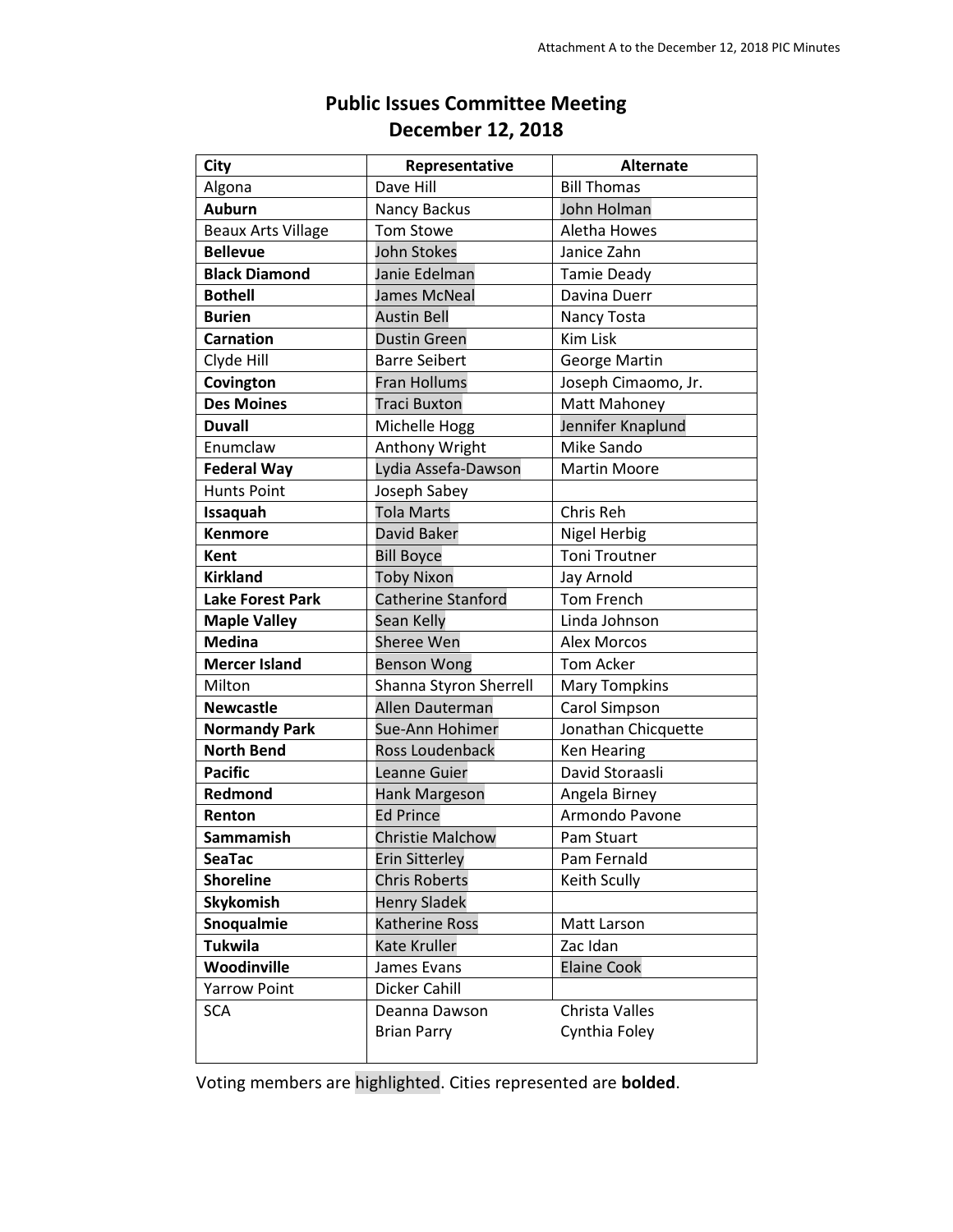Attachment A to the December 12, 2018 PIC Minutes

## Public Issues Committee Meeting
## December 12, 2018

| City | Representative | Alternate |
|---|---|---|
| Algona | Dave Hill | Bill Thomas |
| **Auburn** | Nancy Backus | John Holman |
| Beaux Arts Village | Tom Stowe | Aletha Howes |
| **Bellevue** | John Stokes | Janice Zahn |
| **Black Diamond** | Janie Edelman | Tamie Deady |
| **Bothell** | James McNeal | Davina Duerr |
| **Burien** | Austin Bell | Nancy Tosta |
| **Carnation** | Dustin Green | Kim Lisk |
| Clyde Hill | Barre Seibert | George Martin |
| **Covington** | Fran Hollums | Joseph Cimaomo, Jr. |
| **Des Moines** | Traci Buxton | Matt Mahoney |
| **Duvall** | Michelle Hogg | Jennifer Knaplund |
| Enumclaw | Anthony Wright | Mike Sando |
| **Federal Way** | Lydia Assefa-Dawson | Martin Moore |
| Hunts Point | Joseph Sabey | |
| **Issaquah** | Tola Marts | Chris Reh |
| **Kenmore** | David Baker | Nigel Herbig |
| **Kent** | Bill Boyce | Toni Troutner |
| **Kirkland** | Toby Nixon | Jay Arnold |
| **Lake Forest Park** | Catherine Stanford | Tom French |
| **Maple Valley** | Sean Kelly | Linda Johnson |
| **Medina** | Sheree Wen | Alex Morcos |
| **Mercer Island** | Benson Wong | Tom Acker |
| Milton | Shanna Styron Sherrell | Mary Tompkins |
| **Newcastle** | Allen Dauterman | Carol Simpson |
| **Normandy Park** | Sue-Ann Hohimer | Jonathan Chicquette |
| **North Bend** | Ross Loudenback | Ken Hearing |
| **Pacific** | Leanne Guier | David Storaasli |
| **Redmond** | Hank Margeson | Angela Birney |
| **Renton** | Ed Prince | Armondo Pavone |
| **Sammamish** | Christie Malchow | Pam Stuart |
| **SeaTac** | Erin Sitterley | Pam Fernald |
| **Shoreline** | Chris Roberts | Keith Scully |
| **Skykomish** | Henry Sladek | |
| **Snoqualmie** | Katherine Ross | Matt Larson |
| **Tukwila** | Kate Kruller | Zac Idan |
| **Woodinville** | James Evans | Elaine Cook |
| Yarrow Point | Dicker Cahill | |
| SCA | Deanna Dawson<br>Brian Parry | Christa Valles<br>Cynthia Foley |

Voting members are highlighted. Cities represented are **bolded**.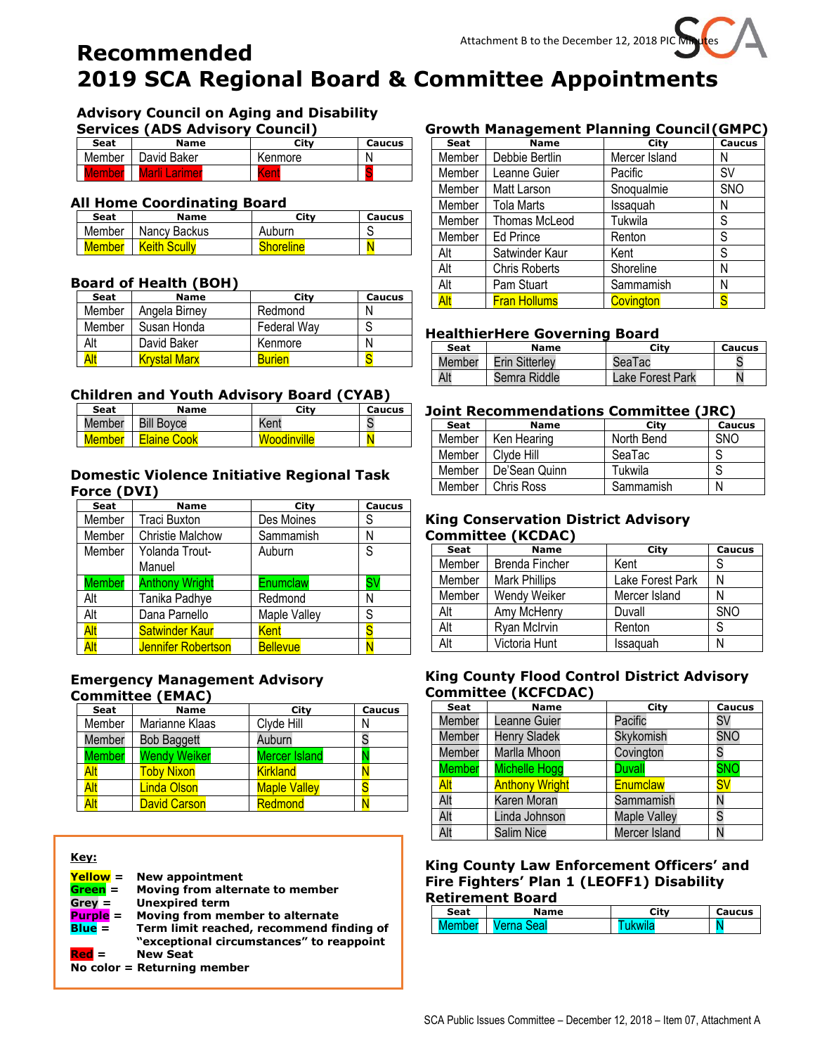Attachment B to the December 12, 2018 PIC Minutes

# Recommended
# 2019 SCA Regional Board & Committee Appointments

### Advisory Council on Aging and Disability Services (ADS Advisory Council)

| Seat | Name | City | Caucus |
|---|---|---|---|
| Member | David Baker | Kenmore | N |
| Member | Marli Larimer | Kent | S |

### All Home Coordinating Board

| Seat | Name | City | Caucus |
|---|---|---|---|
| Member | Nancy Backus | Auburn | S |
| Member | Keith Scully | Shoreline | N |

### Board of Health (BOH)

| Seat | Name | City | Caucus |
|---|---|---|---|
| Member | Angela Birney | Redmond | N |
| Member | Susan Honda | Federal Way | S |
| Alt | David Baker | Kenmore | N |
| Alt | Krystal Marx | Burien | S |

### Children and Youth Advisory Board (CYAB)

| Seat | Name | City | Caucus |
|---|---|---|---|
| Member | Bill Boyce | Kent | S |
| Member | Elaine Cook | Woodinville | N |

### Domestic Violence Initiative Regional Task Force (DVI)

| Seat | Name | City | Caucus |
|---|---|---|---|
| Member | Traci Buxton | Des Moines | S |
| Member | Christie Malchow | Sammamish | N |
| Member | Yolanda Trout-Manuel | Auburn | S |
| Member | Anthony Wright | Enumclaw | SV |
| Alt | Tanika Padhye | Redmond | N |
| Alt | Dana Parnello | Maple Valley | S |
| Alt | Satwinder Kaur | Kent | S |
| Alt | Jennifer Robertson | Bellevue | N |

### Emergency Management Advisory Committee (EMAC)

| Seat | Name | City | Caucus |
|---|---|---|---|
| Member | Marianne Klaas | Clyde Hill | N |
| Member | Bob Baggett | Auburn | S |
| Member | Wendy Weiker | Mercer Island | N |
| Alt | Toby Nixon | Kirkland | N |
| Alt | Linda Olson | Maple Valley | S |
| Alt | David Carson | Redmond | N |

### Growth Management Planning Council (GMPC)

| Seat | Name | City | Caucus |
|---|---|---|---|
| Member | Debbie Bertlin | Mercer Island | N |
| Member | Leanne Guier | Pacific | SV |
| Member | Matt Larson | Snoqualmie | SNO |
| Member | Tola Marts | Issaquah | N |
| Member | Thomas McLeod | Tukwila | S |
| Member | Ed Prince | Renton | S |
| Alt | Satwinder Kaur | Kent | S |
| Alt | Chris Roberts | Shoreline | N |
| Alt | Pam Stuart | Sammamish | N |
| Alt | Fran Hollums | Covington | S |

### HealthierHere Governing Board

| Seat | Name | City | Caucus |
|---|---|---|---|
| Member | Erin Sitterley | SeaTac | S |
| Alt | Semra Riddle | Lake Forest Park | N |

### Joint Recommendations Committee (JRC)

| Seat | Name | City | Caucus |
|---|---|---|---|
| Member | Ken Hearing | North Bend | SNO |
| Member | Clyde Hill | SeaTac | S |
| Member | De'Sean Quinn | Tukwila | S |
| Member | Chris Ross | Sammamish | N |

### King Conservation District Advisory Committee (KCDAC)

| Seat | Name | City | Caucus |
|---|---|---|---|
| Member | Brenda Fincher | Kent | S |
| Member | Mark Phillips | Lake Forest Park | N |
| Member | Wendy Weiker | Mercer Island | N |
| Alt | Amy McHenry | Duvall | SNO |
| Alt | Ryan McIrvin | Renton | S |
| Alt | Victoria Hunt | Issaquah | N |

### King County Flood Control District Advisory Committee (KCFCDAC)

| Seat | Name | City | Caucus |
|---|---|---|---|
| Member | Leanne Guier | Pacific | SV |
| Member | Henry Sladek | Skykomish | SNO |
| Member | Marlla Mhoon | Covington | S |
| Member | Michelle Hogg | Duvall | SNO |
| Alt | Anthony Wright | Enumclaw | SV |
| Alt | Karen Moran | Sammamish | N |
| Alt | Linda Johnson | Maple Valley | S |
| Alt | Salim Nice | Mercer Island | N |

### King County Law Enforcement Officers' and Fire Fighters' Plan 1 (LEOFF1) Disability Retirement Board

| Seat | Name | City | Caucus |
|---|---|---|---|
| Member | Verna Seal | Tukwila | N |

**Key:**

- **Yellow =** New appointment
- **Green =** Moving from alternate to member
- **Grey =** Unexpired term
- **Purple =** Moving from member to alternate
- **Blue =** Term limit reached, recommend finding of "exceptional circumstances" to reappoint
- **Red =** New Seat
- **No color =** Returning member

SCA Public Issues Committee – December 12, 2018 – Item 07, Attachment A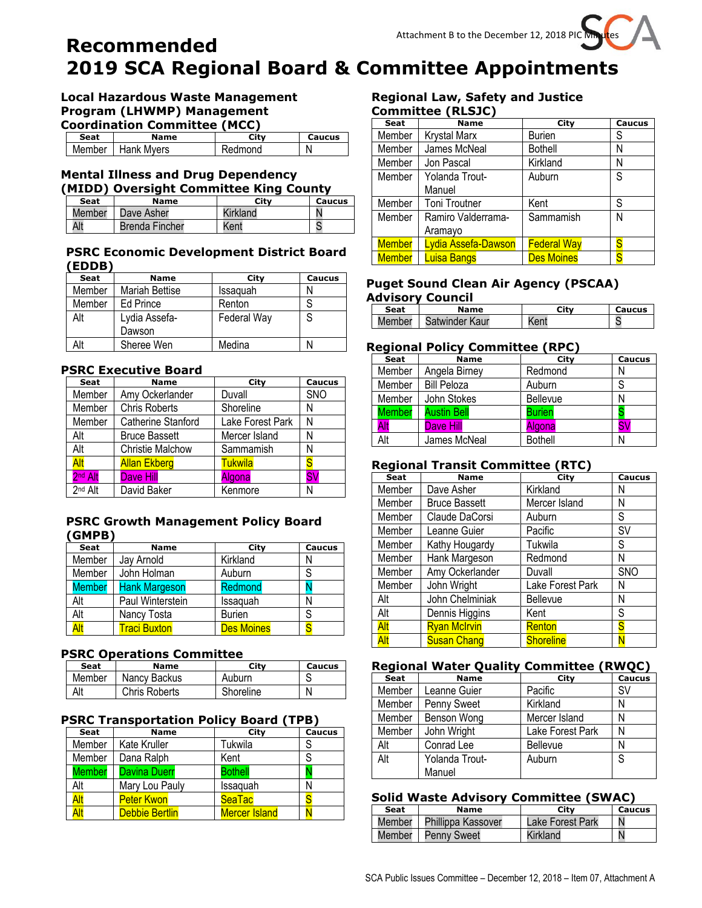Attachment B to the December 12, 2018 PIC Minutes

# Recommended 2019 SCA Regional Board & Committee Appointments

### Local Hazardous Waste Management Program (LHWMP) Management Coordination Committee (MCC)

| Seat | Name | City | Caucus |
|---|---|---|---|
| Member | Hank Myers | Redmond | N |

### Mental Illness and Drug Dependency (MIDD) Oversight Committee King County

| Seat | Name | City | Caucus |
|---|---|---|---|
| Member | Dave Asher | Kirkland | N |
| Alt | Brenda Fincher | Kent | S |

### PSRC Economic Development District Board (EDDB)

| Seat | Name | City | Caucus |
|---|---|---|---|
| Member | Mariah Bettise | Issaquah | N |
| Member | Ed Prince | Renton | S |
| Alt | Lydia Assefa-Dawson | Federal Way | S |
| Alt | Sheree Wen | Medina | N |

### PSRC Executive Board

| Seat | Name | City | Caucus |
|---|---|---|---|
| Member | Amy Ockerlander | Duvall | SNO |
| Member | Chris Roberts | Shoreline | N |
| Member | Catherine Stanford | Lake Forest Park | N |
| Alt | Bruce Bassett | Mercer Island | N |
| Alt | Christie Malchow | Sammamish | N |
| Alt | Allan Ekberg | Tukwila | S |
| 2nd Alt | Dave Hill | Algona | SV |
| 2nd Alt | David Baker | Kenmore | N |

### PSRC Growth Management Policy Board (GMPB)

| Seat | Name | City | Caucus |
|---|---|---|---|
| Member | Jay Arnold | Kirkland | N |
| Member | John Holman | Auburn | S |
| Member | Hank Margeson | Redmond | N |
| Alt | Paul Winterstein | Issaquah | N |
| Alt | Nancy Tosta | Burien | S |
| Alt | Traci Buxton | Des Moines | S |

### PSRC Operations Committee

| Seat | Name | City | Caucus |
|---|---|---|---|
| Member | Nancy Backus | Auburn | S |
| Alt | Chris Roberts | Shoreline | N |

### PSRC Transportation Policy Board (TPB)

| Seat | Name | City | Caucus |
|---|---|---|---|
| Member | Kate Kruller | Tukwila | S |
| Member | Dana Ralph | Kent | S |
| Member | Davina Duerr | Bothell | N |
| Alt | Mary Lou Pauly | Issaquah | N |
| Alt | Peter Kwon | SeaTac | S |
| Alt | Debbie Bertlin | Mercer Island | N |

### Regional Law, Safety and Justice Committee (RLSJC)

| Seat | Name | City | Caucus |
|---|---|---|---|
| Member | Krystal Marx | Burien | S |
| Member | James McNeal | Bothell | N |
| Member | Jon Pascal | Kirkland | N |
| Member | Yolanda Trout-Manuel | Auburn | S |
| Member | Toni Troutner | Kent | S |
| Member | Ramiro Valderrama-Aramayo | Sammamish | N |
| Member | Lydia Assefa-Dawson | Federal Way | S |
| Member | Luisa Bangs | Des Moines | S |

### Puget Sound Clean Air Agency (PSCAA) Advisory Council

| Seat | Name | City | Caucus |
|---|---|---|---|
| Member | Satwinder Kaur | Kent | S |

### Regional Policy Committee (RPC)

| Seat | Name | City | Caucus |
|---|---|---|---|
| Member | Angela Birney | Redmond | N |
| Member | Bill Peloza | Auburn | S |
| Member | John Stokes | Bellevue | N |
| Member | Austin Bell | Burien | S |
| Alt | Dave Hill | Algona | SV |
| Alt | James McNeal | Bothell | N |

### Regional Transit Committee (RTC)

| Seat | Name | City | Caucus |
|---|---|---|---|
| Member | Dave Asher | Kirkland | N |
| Member | Bruce Bassett | Mercer Island | N |
| Member | Claude DaCorsi | Auburn | S |
| Member | Leanne Guier | Pacific | SV |
| Member | Kathy Hougardy | Tukwila | S |
| Member | Hank Margeson | Redmond | N |
| Member | Amy Ockerlander | Duvall | SNO |
| Member | John Wright | Lake Forest Park | N |
| Alt | John Chelminiak | Bellevue | N |
| Alt | Dennis Higgins | Kent | S |
| Alt | Ryan McIrvin | Renton | S |
| Alt | Susan Chang | Shoreline | N |

### Regional Water Quality Committee (RWQC)

| Seat | Name | City | Caucus |
|---|---|---|---|
| Member | Leanne Guier | Pacific | SV |
| Member | Penny Sweet | Kirkland | N |
| Member | Benson Wong | Mercer Island | N |
| Member | John Wright | Lake Forest Park | N |
| Alt | Conrad Lee | Bellevue | N |
| Alt | Yolanda Trout-Manuel | Auburn | S |

### Solid Waste Advisory Committee (SWAC)

| Seat | Name | City | Caucus |
|---|---|---|---|
| Member | Phillippa Kassover | Lake Forest Park | N |
| Member | Penny Sweet | Kirkland | N |

SCA Public Issues Committee – December 12, 2018 – Item 07, Attachment A